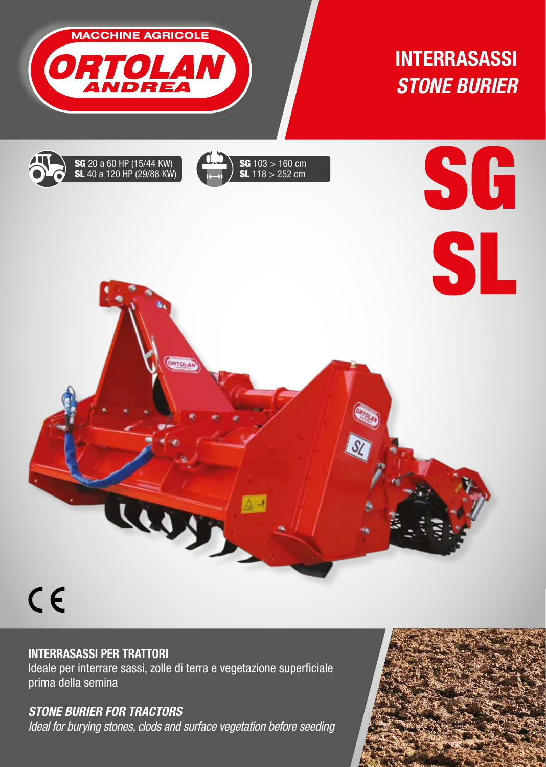MACCHINE AGRICOLE

ORTOLAN ANDREA

# INTERRASASSI

# *STONE BURIER*

**SG** 20 a 60 HP (15/44 KW)
**SL** 40 a 120 HP (29/88 KW)

**SG** 103 > 160 cm
**SL** 118 > 252 cm

# SG SL

CE

**INTERRASASSI PER TRATTORI**
Ideale per interrare sassi, zolle di terra e vegetazione superficiale prima della semina

***STONE BURIER FOR TRACTORS***
*Ideal for burying stones, clods and surface vegetation before seeding*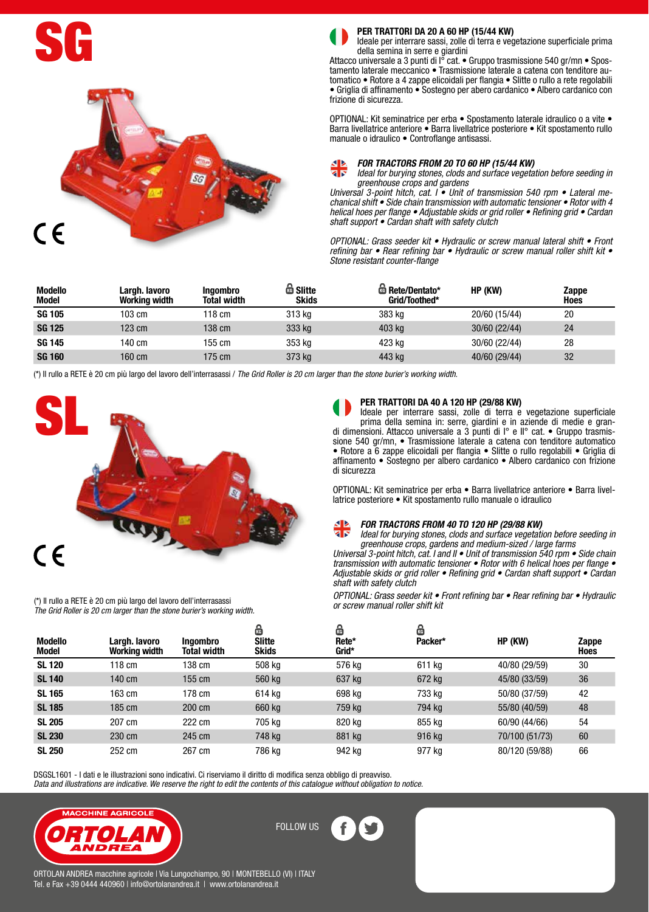# SG

CE

**PER TRATTORI DA 20 A 60 HP (15/44 KW)**
Ideale per interrare sassi, zolle di terra e vegetazione superficiale prima della semina in serre e giardini
Attacco universale a 3 punti di I° cat. • Gruppo trasmissione 540 gr/mn • Spostamento laterale meccanico • Trasmissione laterale a catena con tenditore automatico • Rotore a 4 zappe elicoidali per flangia • Slitte o rullo a rete regolabili • Griglia di affinamento • Sostegno per abero cardanico • Albero cardanico con frizione di sicurezza.

OPTIONAL: Kit seminatrice per erba • Spostamento laterale idraulico o a vite • Barra livellatrice anteriore • Barra livellatrice posteriore • Kit spostamento rullo manuale o idraulico • Controflange antisassi.

***FOR TRACTORS FROM 20 TO 60 HP (15/44 KW)***
*Ideal for burying stones, clods and surface vegetation before seeding in greenhouse crops and gardens*
*Universal 3-point hitch, cat. I • Unit of transmission 540 rpm • Lateral mechanical shift • Side chain transmission with automatic tensioner • Rotor with 4 helical hoes per flange • Adjustable skids or grid roller • Refining grid • Cardan shaft support • Cardan shaft with safety clutch*

*OPTIONAL: Grass seeder kit • Hydraulic or screw manual lateral shift • Front refining bar • Rear refining bar • Hydraulic or screw manual roller shift kit • Stone resistant counter-flange*

| Modello Model | Largh. lavoro Working width | Ingombro Total width | Slitte Skids | Rete/Dentato* Grid/Toothed* | HP (KW) | Zappe Hoes |
|---|---|---|---|---|---|---|
| **SG 105** | 103 cm | 118 cm | 313 kg | 383 kg | 20/60 (15/44) | 20 |
| **SG 125** | 123 cm | 138 cm | 333 kg | 403 kg | 30/60 (22/44) | 24 |
| **SG 145** | 140 cm | 155 cm | 353 kg | 423 kg | 30/60 (22/44) | 28 |
| **SG 160** | 160 cm | 175 cm | 373 kg | 443 kg | 40/60 (29/44) | 32 |

(*) Il rullo a RETE è 20 cm più largo del lavoro dell'interrasassi / *The Grid Roller is 20 cm larger than the stone burier's working width.*

# SL

CE

**PER TRATTORI DA 40 A 120 HP (29/88 KW)**
Ideale per interrare sassi, zolle di terra e vegetazione superficiale prima della semina in: serre, giardini e in aziende di medie e grandi dimensioni. Attacco universale a 3 punti di I° e II° cat. • Gruppo trasmissione 540 gr/mn, • Trasmissione laterale a catena con tenditore automatico • Rotore a 6 zappe elicoidali per flangia • Slitte o rullo regolabili • Griglia di affinamento • Sostegno per albero cardanico • Albero cardanico con frizione di sicurezza

OPTIONAL: Kit seminatrice per erba • Barra livellatrice anteriore • Barra livellatrice posteriore • Kit spostamento rullo manuale o idraulico

***FOR TRACTORS FROM 40 TO 120 HP (29/88 KW)***
*Ideal for burying stones, clods and surface vegetation before seeding in greenhouse crops, gardens and medium-sized / large farms*
*Universal 3-point hitch, cat. I and II • Unit of transmission 540 rpm • Side chain transmission with automatic tensioner • Rotor with 6 helical hoes per flange • Adjustable skids or grid roller • Refining grid • Cardan shaft support • Cardan shaft with safety clutch*

*OPTIONAL: Grass seeder kit • Front refining bar • Rear refining bar • Hydraulic or screw manual roller shift kit*

(*) Il rullo a RETE è 20 cm più largo del lavoro dell'interrasassi
*The Grid Roller is 20 cm larger than the stone burier's working width.*

| Modello Model | Largh. lavoro Working width | Ingombro Total width | Slitte Skids | Rete* Grid* | Packer* | HP (KW) | Zappe Hoes |
|---|---|---|---|---|---|---|---|
| **SL 120** | 118 cm | 138 cm | 508 kg | 576 kg | 611 kg | 40/80 (29/59) | 30 |
| **SL 140** | 140 cm | 155 cm | 560 kg | 637 kg | 672 kg | 45/80 (33/59) | 36 |
| **SL 165** | 163 cm | 178 cm | 614 kg | 698 kg | 733 kg | 50/80 (37/59) | 42 |
| **SL 185** | 185 cm | 200 cm | 660 kg | 759 kg | 794 kg | 55/80 (40/59) | 48 |
| **SL 205** | 207 cm | 222 cm | 705 kg | 820 kg | 855 kg | 60/90 (44/66) | 54 |
| **SL 230** | 230 cm | 245 cm | 748 kg | 881 kg | 916 kg | 70/100 (51/73) | 60 |
| **SL 250** | 252 cm | 267 cm | 786 kg | 942 kg | 977 kg | 80/120 (59/88) | 66 |

DSGSL1601 - I dati e le illustrazioni sono indicativi. Ci riserviamo il diritto di modifica senza obbligo di preavviso.
*Data and illustrations are indicative. We reserve the right to edit the contents of this catalogue without obligation to notice.*

MACCHINE AGRICOLE ORTOLAN ANDREA

FOLLOW US

ORTOLAN ANDREA macchine agricole | Via Lungochiampo, 90 | MONTEBELLO (VI) | ITALY
Tel. e Fax +39 0444 440960 | info@ortolanandrea.it | www.ortolanandrea.it